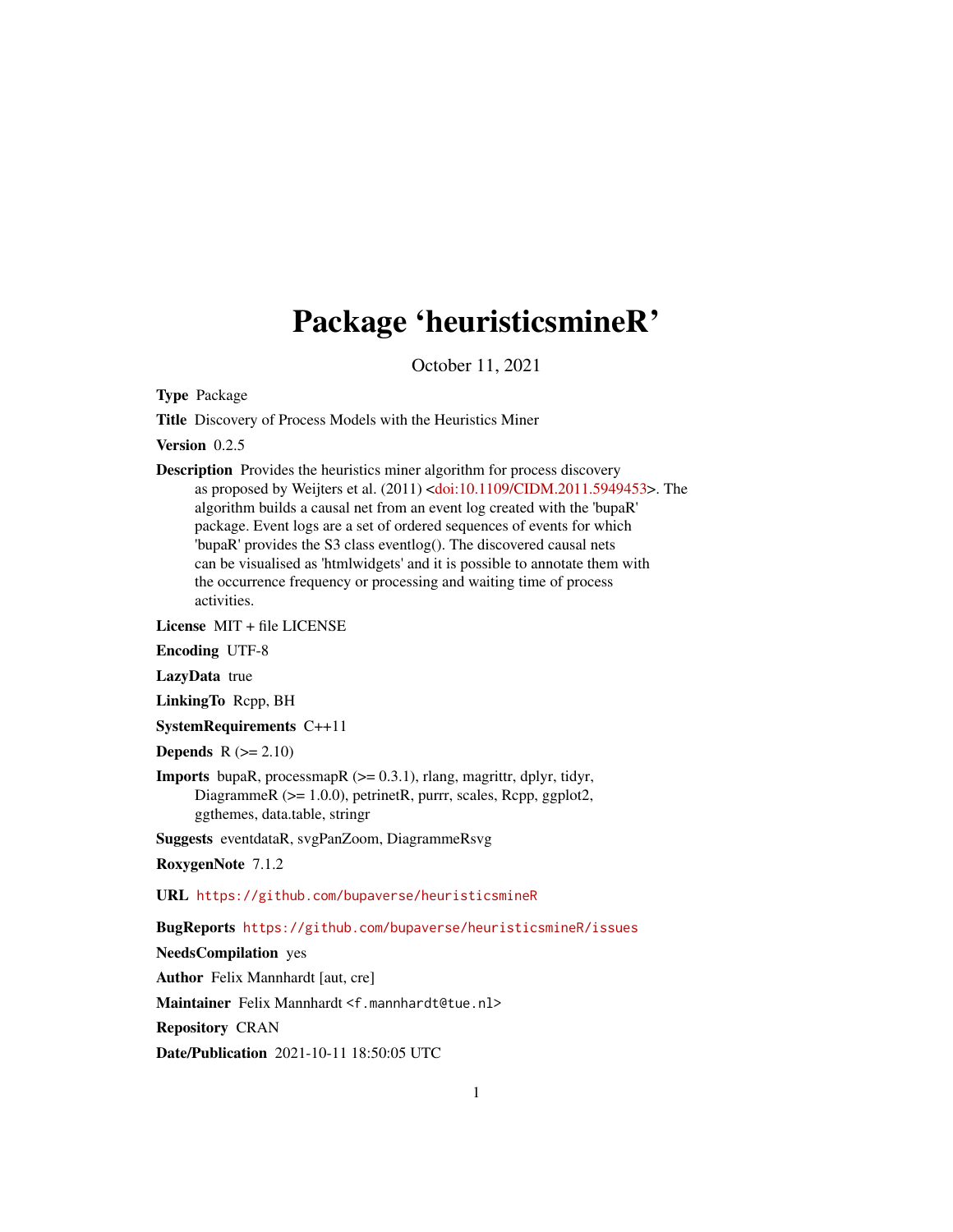# Package 'heuristicsmineR'

October 11, 2021

**Type** Package

**Title** Discovery of Process Models with the Heuristics Miner

**Version** 0.2.5

**Description** Provides the heuristics miner algorithm for process discovery as proposed by Weijters et al. (2011) <doi:10.1109/CIDM.2011.5949453>. The algorithm builds a causal net from an event log created with the 'bupaR' package. Event logs are a set of ordered sequences of events for which 'bupaR' provides the S3 class eventlog(). The discovered causal nets can be visualised as 'htmlwidgets' and it is possible to annotate them with the occurrence frequency or processing and waiting time of process activities.

**License** MIT + file LICENSE

**Encoding** UTF-8

**LazyData** true

**LinkingTo** Rcpp, BH

**SystemRequirements** C++11

**Depends** R (>= 2.10)

**Imports** bupaR, processmapR (>= 0.3.1), rlang, magrittr, dplyr, tidyr, DiagrammeR (>= 1.0.0), petrinetR, purrr, scales, Rcpp, ggplot2, ggthemes, data.table, stringr

**Suggests** eventdataR, svgPanZoom, DiagrammeRsvg

**RoxygenNote** 7.1.2

**URL** https://github.com/bupaverse/heuristicsmineR

**BugReports** https://github.com/bupaverse/heuristicsmineR/issues

**NeedsCompilation** yes

**Author** Felix Mannhardt [aut, cre]

**Maintainer** Felix Mannhardt <f.mannhardt@tue.nl>

**Repository** CRAN

**Date/Publication** 2021-10-11 18:50:05 UTC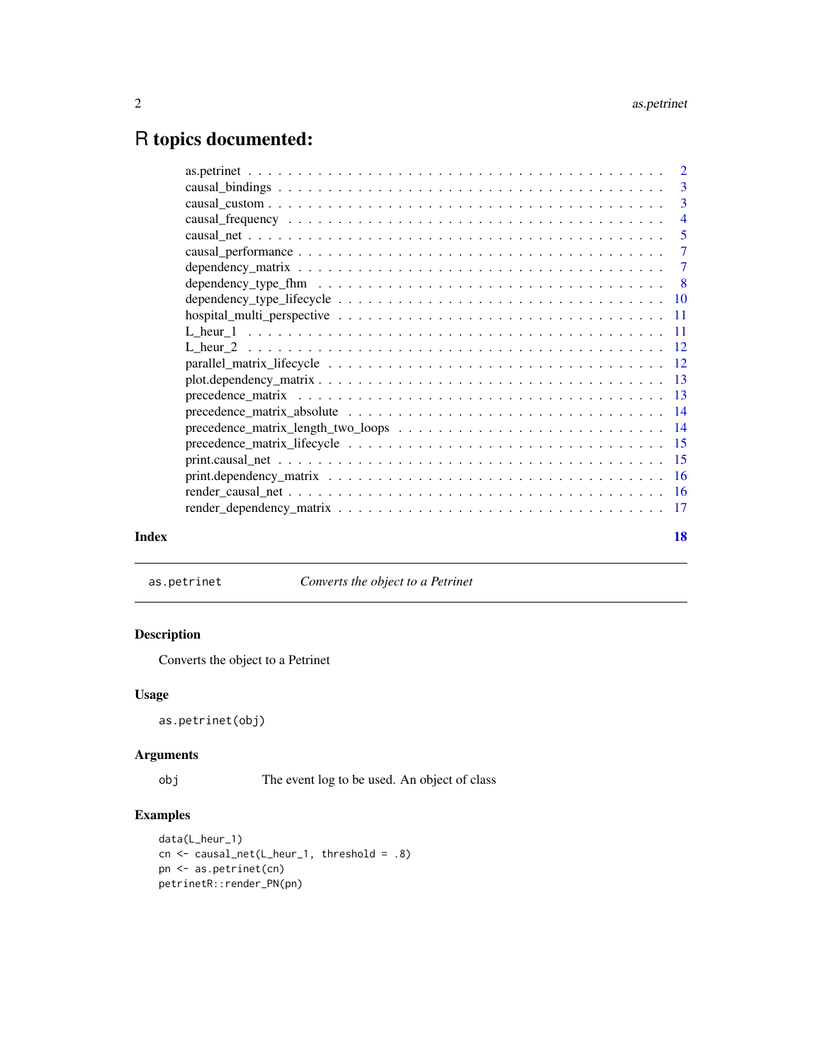# R topics documented:

| | |
|---|---|
| as.petrinet | 2 |
| causal_bindings | 3 |
| causal_custom | 3 |
| causal_frequency | 4 |
| causal_net | 5 |
| causal_performance | 7 |
| dependency_matrix | 7 |
| dependency_type_fhm | 8 |
| dependency_type_lifecycle | 10 |
| hospital_multi_perspective | 11 |
| L_heur_1 | 11 |
| L_heur_2 | 12 |
| parallel_matrix_lifecycle | 12 |
| plot.dependency_matrix | 13 |
| precedence_matrix | 13 |
| precedence_matrix_absolute | 14 |
| precedence_matrix_length_two_loops | 14 |
| precedence_matrix_lifecycle | 15 |
| print.causal_net | 15 |
| print.dependency_matrix | 16 |
| render_causal_net | 16 |
| render_dependency_matrix | 17 |

**Index** **18**

---

## as.petrinet — *Converts the object to a Petrinet*

### Description

Converts the object to a Petrinet

### Usage

```
as.petrinet(obj)
```

### Arguments

| | |
|---|---|
| obj | The event log to be used. An object of class |

### Examples

```
data(L_heur_1)
cn <- causal_net(L_heur_1, threshold = .8)
pn <- as.petrinet(cn)
petrinetR::render_PN(pn)
```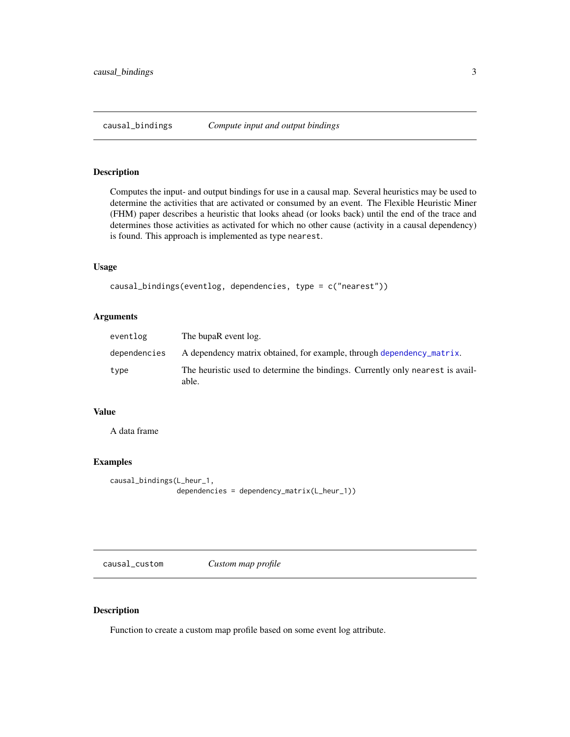## causal_bindings *Compute input and output bindings*

### Description

Computes the input- and output bindings for use in a causal map. Several heuristics may be used to determine the activities that are activated or consumed by an event. The Flexible Heuristic Miner (FHM) paper describes a heuristic that looks ahead (or looks back) until the end of the trace and determines those activities as activated for which no other cause (activity in a causal dependency) is found. This approach is implemented as type `nearest`.

### Usage

```
causal_bindings(eventlog, dependencies, type = c("nearest"))
```

### Arguments

| | |
|---|---|
| `eventlog` | The bupaR event log. |
| `dependencies` | A dependency matrix obtained, for example, through `dependency_matrix`. |
| `type` | The heuristic used to determine the bindings. Currently only `nearest` is available. |

### Value

A data frame

### Examples

```
causal_bindings(L_heur_1,
                dependencies = dependency_matrix(L_heur_1))
```

## causal_custom *Custom map profile*

### Description

Function to create a custom map profile based on some event log attribute.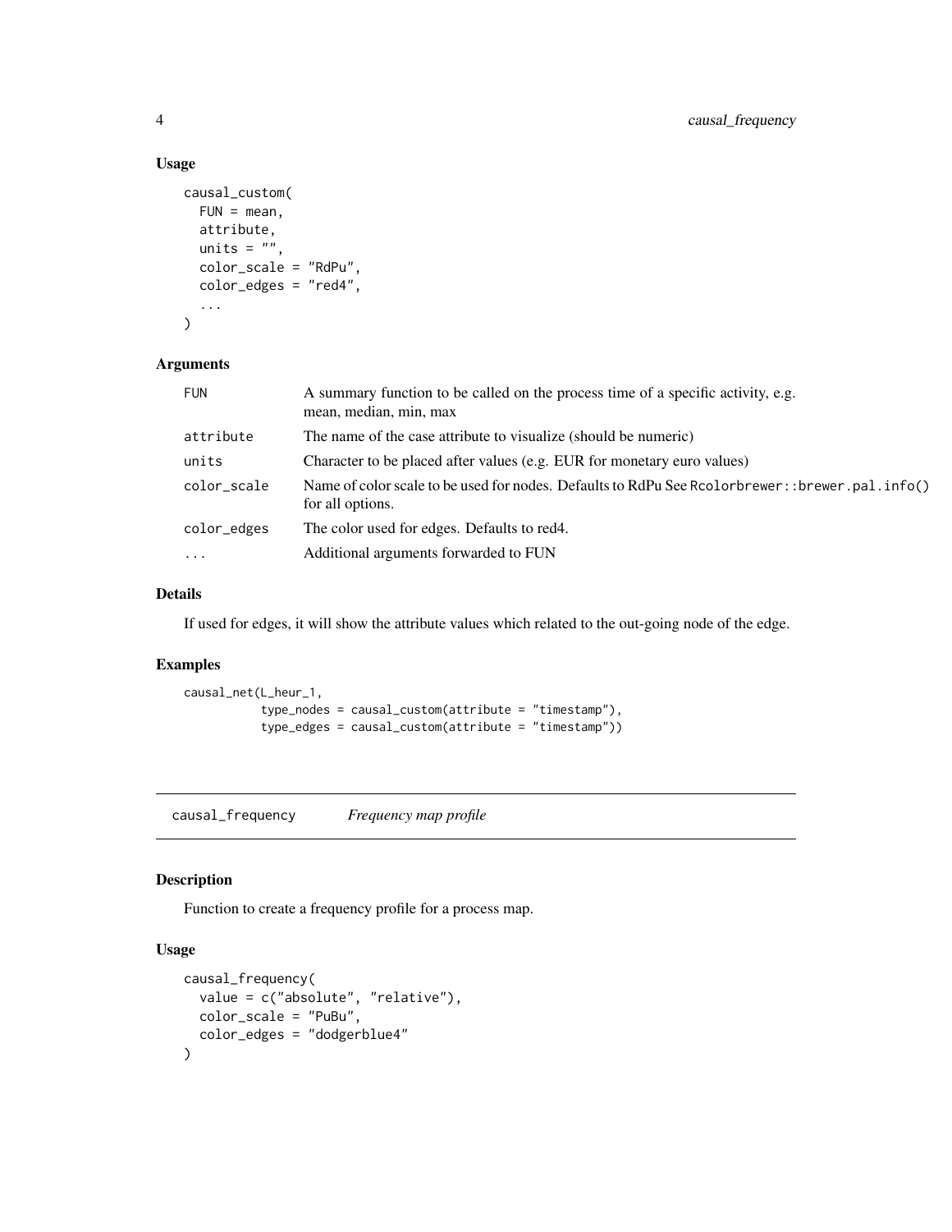### Usage

```
causal_custom(
  FUN = mean,
  attribute,
  units = "",
  color_scale = "RdPu",
  color_edges = "red4",
  ...
)
```

### Arguments

| Argument | Description |
| --- | --- |
| FUN | A summary function to be called on the process time of a specific activity, e.g. mean, median, min, max |
| attribute | The name of the case attribute to visualize (should be numeric) |
| units | Character to be placed after values (e.g. EUR for monetary euro values) |
| color_scale | Name of color scale to be used for nodes. Defaults to RdPu See `Rcolorbrewer::brewer.pal.info()` for all options. |
| color_edges | The color used for edges. Defaults to red4. |
| ... | Additional arguments forwarded to FUN |

### Details

If used for edges, it will show the attribute values which related to the out-going node of the edge.

### Examples

```
causal_net(L_heur_1,
           type_nodes = causal_custom(attribute = "timestamp"),
           type_edges = causal_custom(attribute = "timestamp"))
```

## causal_frequency *Frequency map profile*

### Description

Function to create a frequency profile for a process map.

### Usage

```
causal_frequency(
  value = c("absolute", "relative"),
  color_scale = "PuBu",
  color_edges = "dodgerblue4"
)
```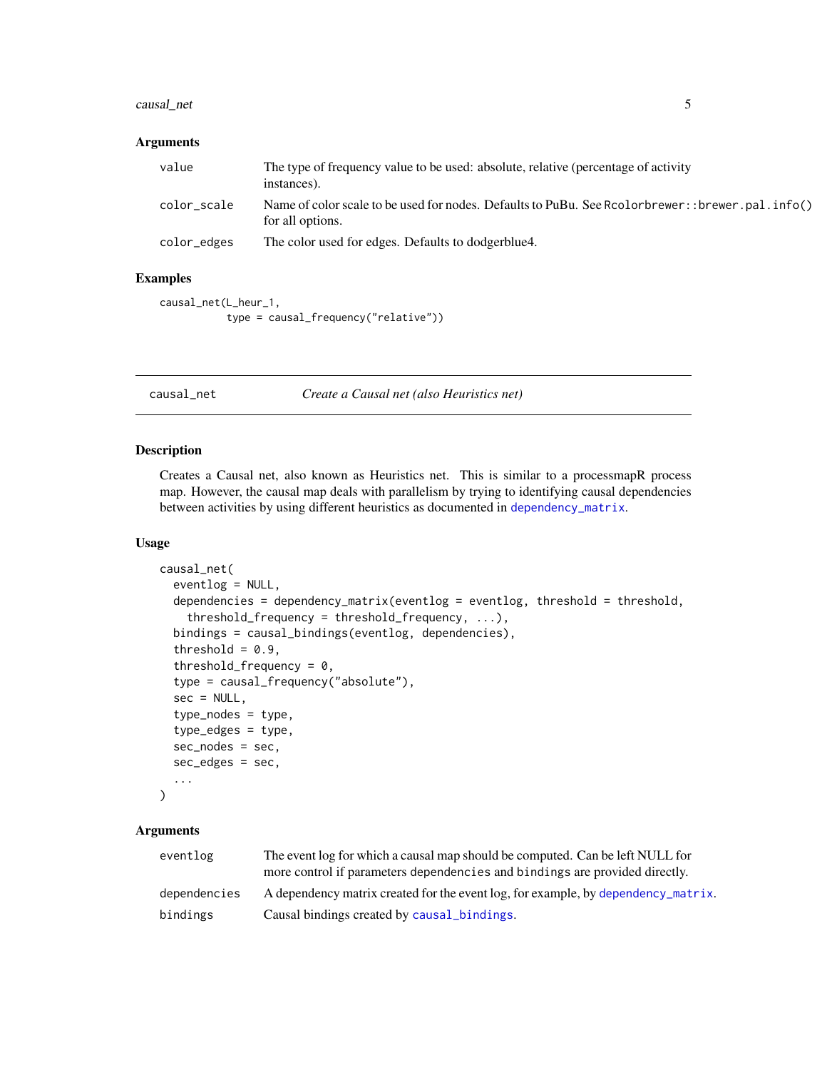## Arguments

| | |
|---|---|
| `value` | The type of frequency value to be used: absolute, relative (percentage of activity instances). |
| `color_scale` | Name of color scale to be used for nodes. Defaults to PuBu. See `Rcolorbrewer::brewer.pal.info()` for all options. |
| `color_edges` | The color used for edges. Defaults to dodgerblue4. |

## Examples

```
causal_net(L_heur_1,
          type = causal_frequency("relative"))
```

---

# causal_net — *Create a Causal net (also Heuristics net)*

## Description

Creates a Causal net, also known as Heuristics net. This is similar to a processmapR process map. However, the causal map deals with parallelism by trying to identifying causal dependencies between activities by using different heuristics as documented in `dependency_matrix`.

## Usage

```
causal_net(
  eventlog = NULL,
  dependencies = dependency_matrix(eventlog = eventlog, threshold = threshold,
    threshold_frequency = threshold_frequency, ...),
  bindings = causal_bindings(eventlog, dependencies),
  threshold = 0.9,
  threshold_frequency = 0,
  type = causal_frequency("absolute"),
  sec = NULL,
  type_nodes = type,
  type_edges = type,
  sec_nodes = sec,
  sec_edges = sec,
  ...
)
```

## Arguments

| | |
|---|---|
| `eventlog` | The event log for which a causal map should be computed. Can be left NULL for more control if parameters `dependencies` and `bindings` are provided directly. |
| `dependencies` | A dependency matrix created for the event log, for example, by `dependency_matrix`. |
| `bindings` | Causal bindings created by `causal_bindings`. |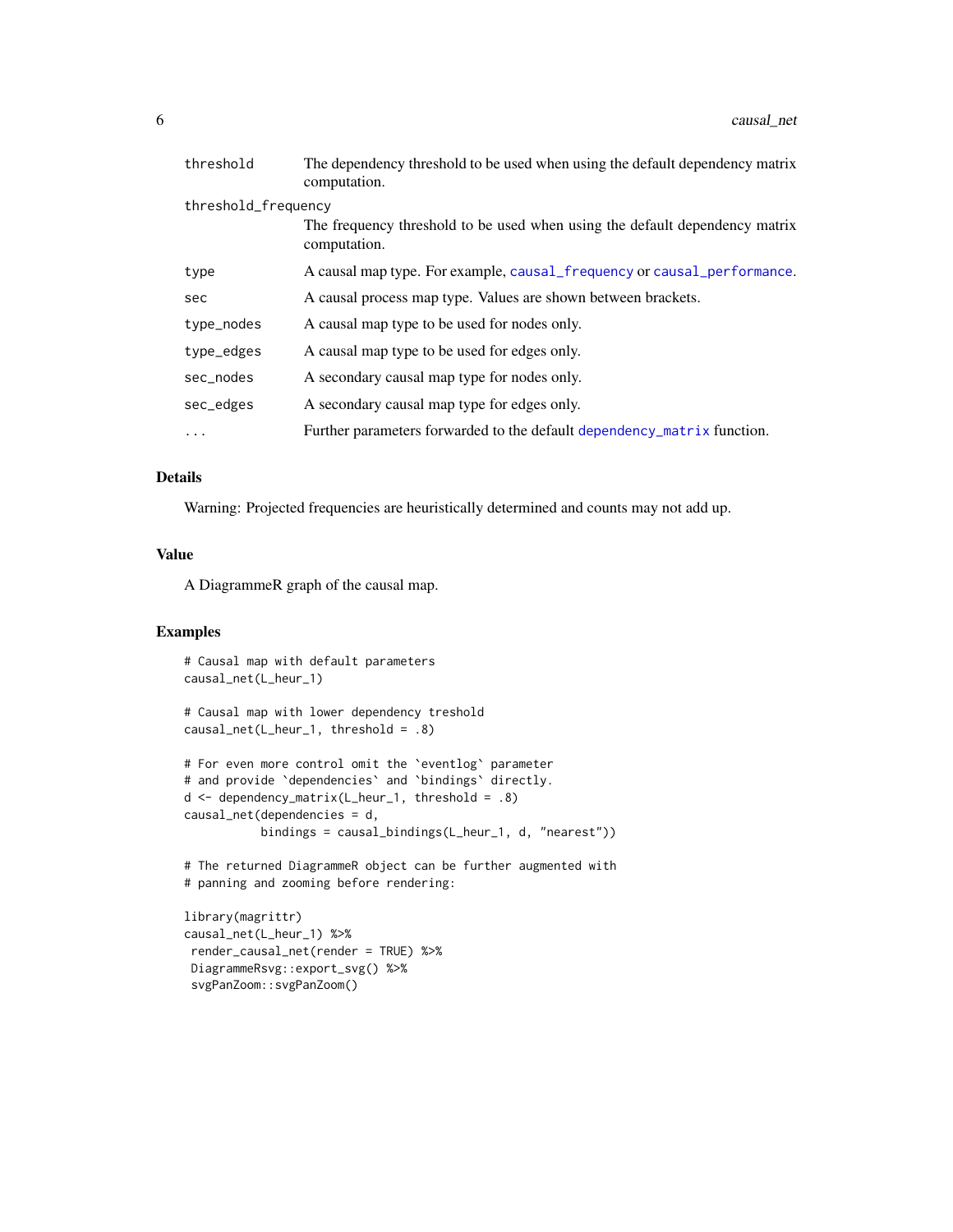| | |
|---|---|
| threshold | The dependency threshold to be used when using the default dependency matrix computation. |
| threshold_frequency | The frequency threshold to be used when using the default dependency matrix computation. |
| type | A causal map type. For example, causal_frequency or causal_performance. |
| sec | A causal process map type. Values are shown between brackets. |
| type_nodes | A causal map type to be used for nodes only. |
| type_edges | A causal map type to be used for edges only. |
| sec_nodes | A secondary causal map type for nodes only. |
| sec_edges | A secondary causal map type for edges only. |
| ... | Further parameters forwarded to the default dependency_matrix function. |

## Details

Warning: Projected frequencies are heuristically determined and counts may not add up.

## Value

A DiagrammeR graph of the causal map.

## Examples

```
# Causal map with default parameters
causal_net(L_heur_1)

# Causal map with lower dependency treshold
causal_net(L_heur_1, threshold = .8)

# For even more control omit the `eventlog` parameter
# and provide `dependencies` and `bindings` directly.
d <- dependency_matrix(L_heur_1, threshold = .8)
causal_net(dependencies = d,
           bindings = causal_bindings(L_heur_1, d, "nearest"))

# The returned DiagrammeR object can be further augmented with
# panning and zooming before rendering:

library(magrittr)
causal_net(L_heur_1) %>%
 render_causal_net(render = TRUE) %>%
 DiagrammeRsvg::export_svg() %>%
 svgPanZoom::svgPanZoom()
```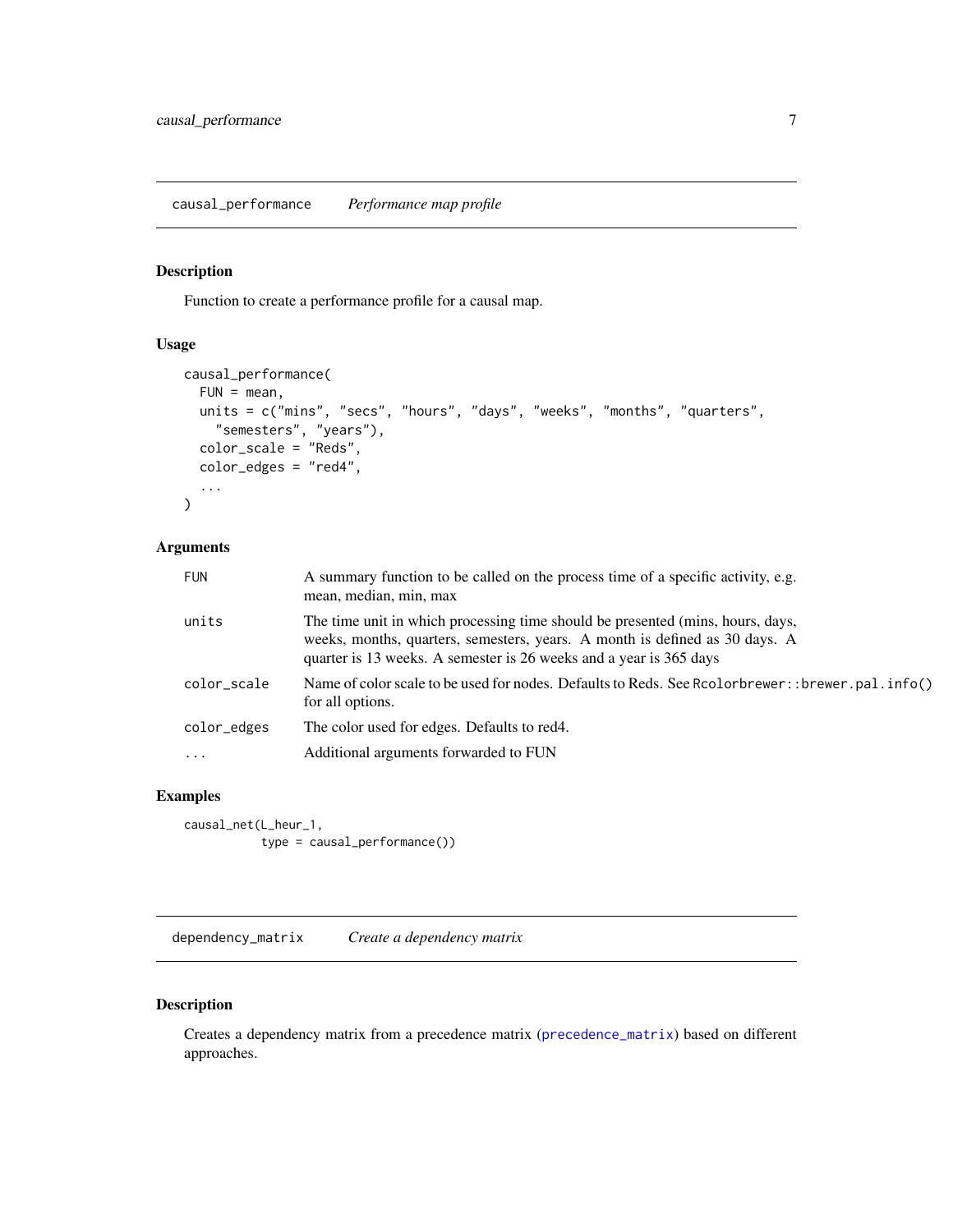## causal_performance *Performance map profile*

### Description

Function to create a performance profile for a causal map.

### Usage

```
causal_performance(
  FUN = mean,
  units = c("mins", "secs", "hours", "days", "weeks", "months", "quarters",
    "semesters", "years"),
  color_scale = "Reds",
  color_edges = "red4",
  ...
)
```

### Arguments

| | |
|---|---|
| FUN | A summary function to be called on the process time of a specific activity, e.g. mean, median, min, max |
| units | The time unit in which processing time should be presented (mins, hours, days, weeks, months, quarters, semesters, years. A month is defined as 30 days. A quarter is 13 weeks. A semester is 26 weeks and a year is 365 days |
| color_scale | Name of color scale to be used for nodes. Defaults to Reds. See Rcolorbrewer::brewer.pal.info() for all options. |
| color_edges | The color used for edges. Defaults to red4. |
| ... | Additional arguments forwarded to FUN |

### Examples

```
causal_net(L_heur_1,
          type = causal_performance())
```

## dependency_matrix *Create a dependency matrix*

### Description

Creates a dependency matrix from a precedence matrix (precedence_matrix) based on different approaches.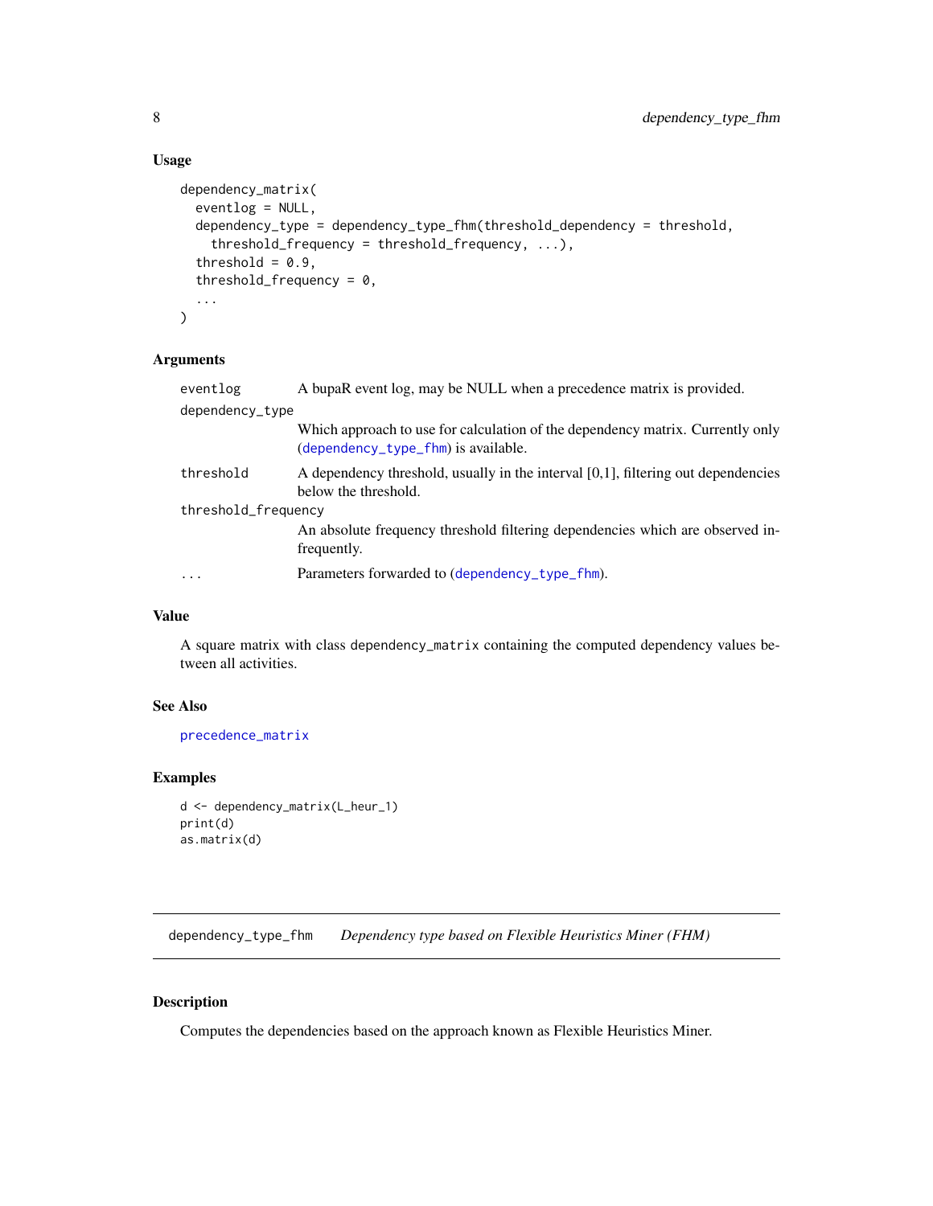### Usage

```
dependency_matrix(
  eventlog = NULL,
  dependency_type = dependency_type_fhm(threshold_dependency = threshold,
    threshold_frequency = threshold_frequency, ...),
  threshold = 0.9,
  threshold_frequency = 0,
  ...
)
```

### Arguments

| | |
|---|---|
| eventlog | A bupaR event log, may be NULL when a precedence matrix is provided. |
| dependency_type | Which approach to use for calculation of the dependency matrix. Currently only (dependency_type_fhm) is available. |
| threshold | A dependency threshold, usually in the interval [0,1], filtering out dependencies below the threshold. |
| threshold_frequency | An absolute frequency threshold filtering dependencies which are observed infrequently. |
| ... | Parameters forwarded to (dependency_type_fhm). |

### Value

A square matrix with class dependency_matrix containing the computed dependency values between all activities.

### See Also

precedence_matrix

### Examples

```
d <- dependency_matrix(L_heur_1)
print(d)
as.matrix(d)
```

---

## dependency_type_fhm    *Dependency type based on Flexible Heuristics Miner (FHM)*

---

### Description

Computes the dependencies based on the approach known as Flexible Heuristics Miner.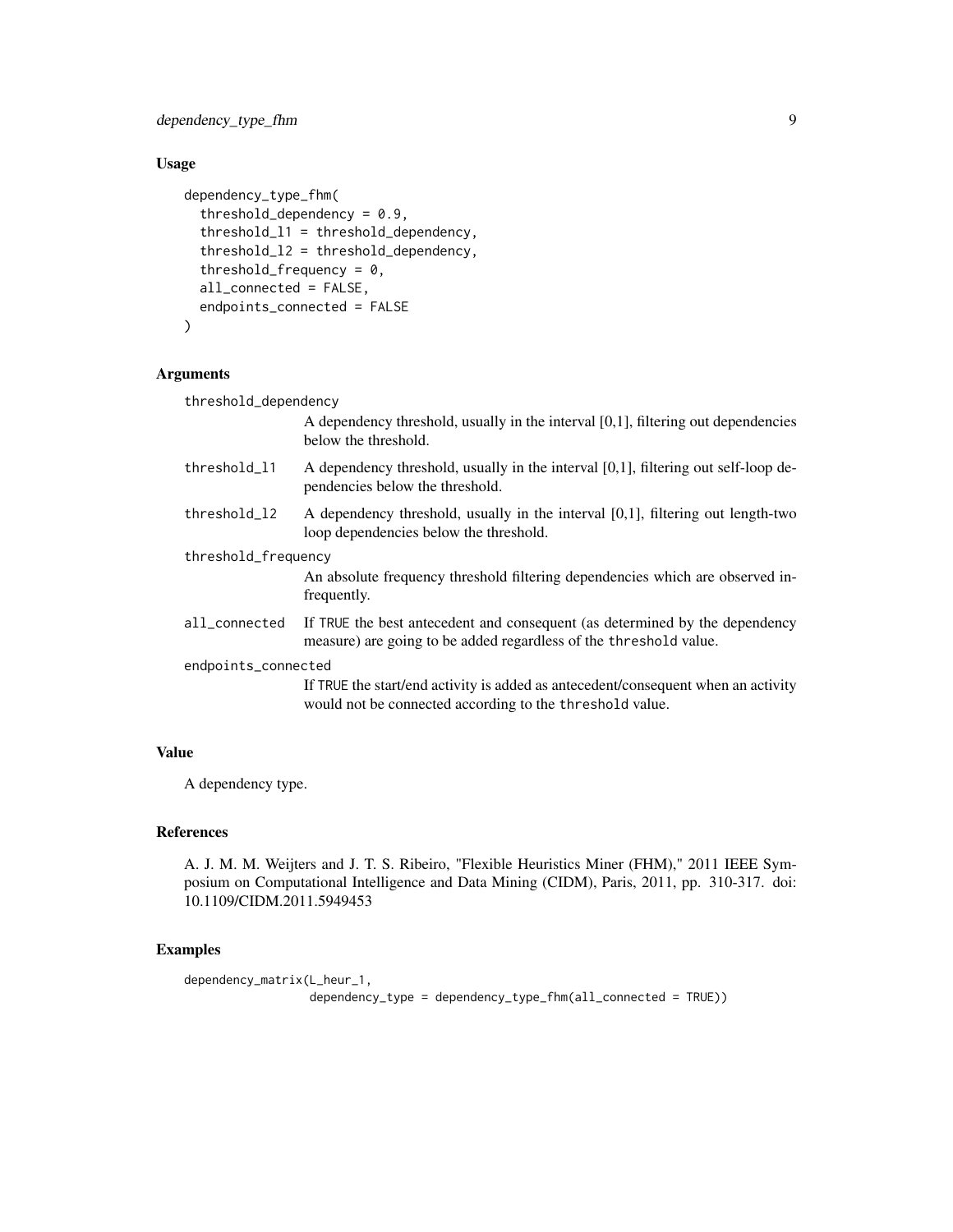## Usage

```
dependency_type_fhm(
  threshold_dependency = 0.9,
  threshold_l1 = threshold_dependency,
  threshold_l2 = threshold_dependency,
  threshold_frequency = 0,
  all_connected = FALSE,
  endpoints_connected = FALSE
)
```

## Arguments

`threshold_dependency`
: A dependency threshold, usually in the interval [0,1], filtering out dependencies below the threshold.

`threshold_l1`
: A dependency threshold, usually in the interval [0,1], filtering out self-loop dependencies below the threshold.

`threshold_l2`
: A dependency threshold, usually in the interval [0,1], filtering out length-two loop dependencies below the threshold.

`threshold_frequency`
: An absolute frequency threshold filtering dependencies which are observed infrequently.

`all_connected`
: If `TRUE` the best antecedent and consequent (as determined by the dependency measure) are going to be added regardless of the `threshold` value.

`endpoints_connected`
: If `TRUE` the start/end activity is added as antecedent/consequent when an activity would not be connected according to the `threshold` value.

## Value

A dependency type.

## References

A. J. M. M. Weijters and J. T. S. Ribeiro, "Flexible Heuristics Miner (FHM)," 2011 IEEE Symposium on Computational Intelligence and Data Mining (CIDM), Paris, 2011, pp. 310-317. doi: 10.1109/CIDM.2011.5949453

## Examples

```
dependency_matrix(L_heur_1,
                  dependency_type = dependency_type_fhm(all_connected = TRUE))
```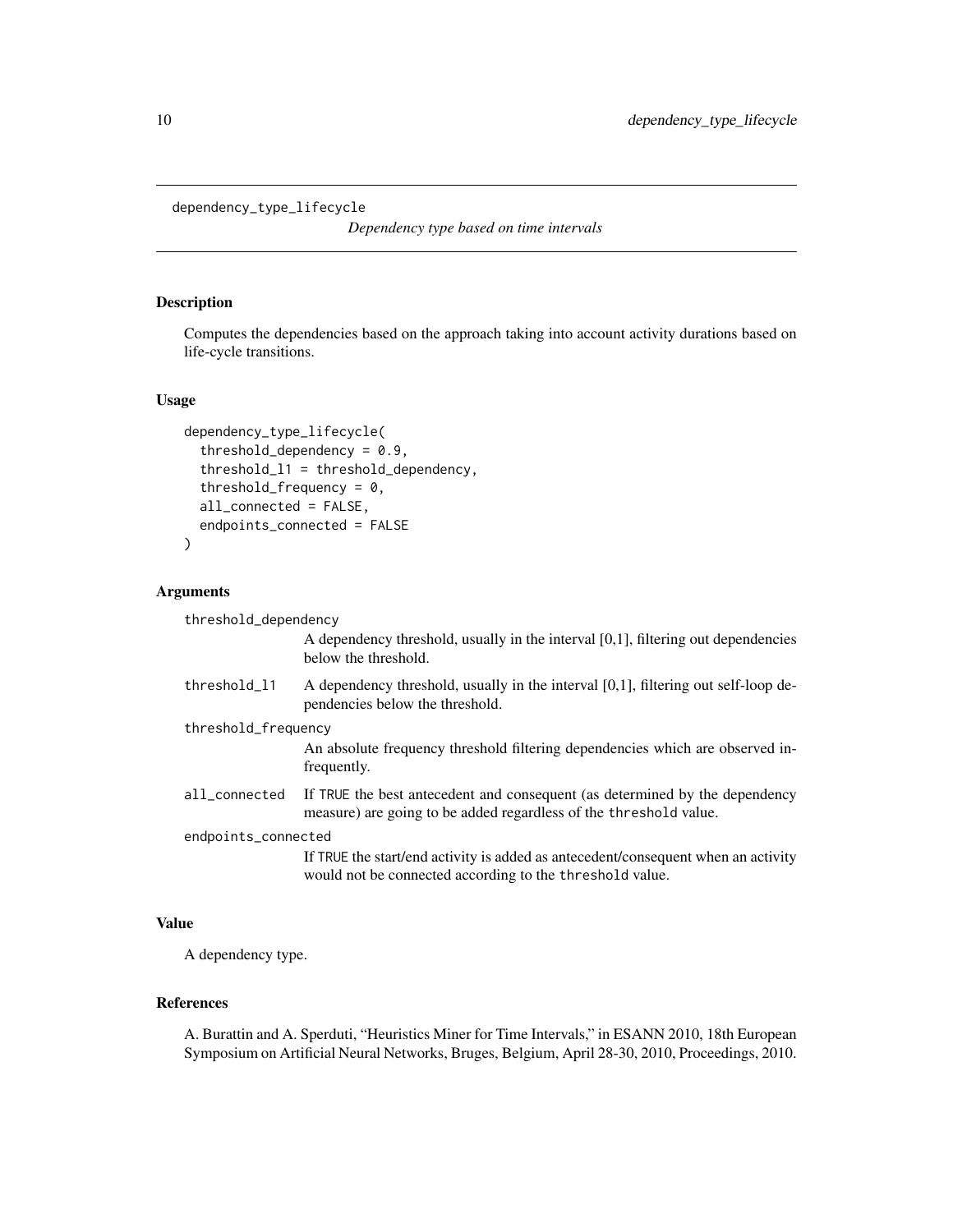dependency_type_lifecycle

*Dependency type based on time intervals*

## Description

Computes the dependencies based on the approach taking into account activity durations based on life-cycle transitions.

## Usage

```
dependency_type_lifecycle(
  threshold_dependency = 0.9,
  threshold_l1 = threshold_dependency,
  threshold_frequency = 0,
  all_connected = FALSE,
  endpoints_connected = FALSE
)
```

## Arguments

`threshold_dependency`
: A dependency threshold, usually in the interval [0,1], filtering out dependencies below the threshold.

`threshold_l1`
: A dependency threshold, usually in the interval [0,1], filtering out self-loop dependencies below the threshold.

`threshold_frequency`
: An absolute frequency threshold filtering dependencies which are observed infrequently.

`all_connected`
: If `TRUE` the best antecedent and consequent (as determined by the dependency measure) are going to be added regardless of the `threshold` value.

`endpoints_connected`
: If `TRUE` the start/end activity is added as antecedent/consequent when an activity would not be connected according to the `threshold` value.

## Value

A dependency type.

## References

A. Burattin and A. Sperduti, "Heuristics Miner for Time Intervals," in ESANN 2010, 18th European Symposium on Artificial Neural Networks, Bruges, Belgium, April 28-30, 2010, Proceedings, 2010.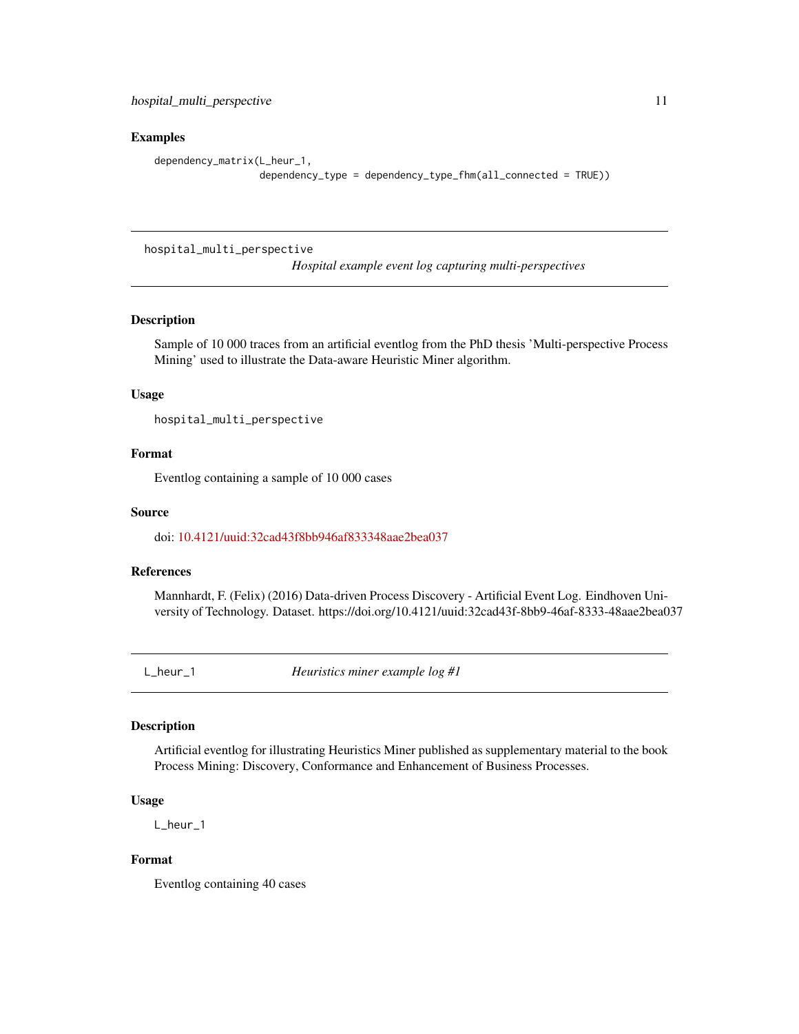## Examples

```
dependency_matrix(L_heur_1,
                  dependency_type = dependency_type_fhm(all_connected = TRUE))
```

---

hospital_multi_perspective    *Hospital example event log capturing multi-perspectives*

---

### Description

Sample of 10 000 traces from an artificial eventlog from the PhD thesis 'Multi-perspective Process Mining' used to illustrate the Data-aware Heuristic Miner algorithm.

### Usage

```
hospital_multi_perspective
```

### Format

Eventlog containing a sample of 10 000 cases

### Source

doi: 10.4121/uuid:32cad43f8bb946af833348aae2bea037

### References

Mannhardt, F. (Felix) (2016) Data-driven Process Discovery - Artificial Event Log. Eindhoven University of Technology. Dataset. https://doi.org/10.4121/uuid:32cad43f-8bb9-46af-8333-48aae2bea037

---

L_heur_1    *Heuristics miner example log #1*

---

### Description

Artificial eventlog for illustrating Heuristics Miner published as supplementary material to the book Process Mining: Discovery, Conformance and Enhancement of Business Processes.

### Usage

```
L_heur_1
```

### Format

Eventlog containing 40 cases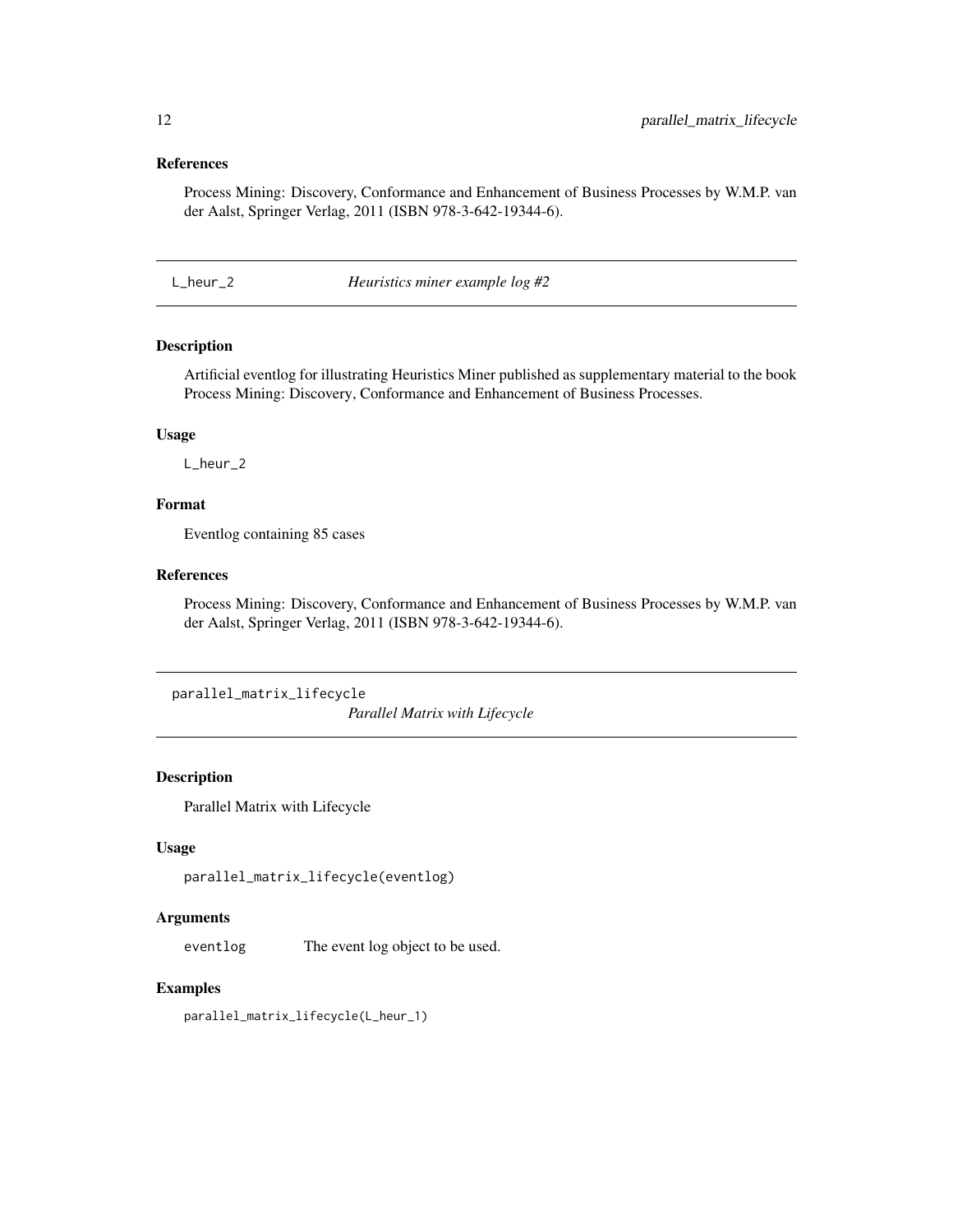### References

Process Mining: Discovery, Conformance and Enhancement of Business Processes by W.M.P. van der Aalst, Springer Verlag, 2011 (ISBN 978-3-642-19344-6).

## L_heur_2 — *Heuristics miner example log #2*

### Description

Artificial eventlog for illustrating Heuristics Miner published as supplementary material to the book Process Mining: Discovery, Conformance and Enhancement of Business Processes.

### Usage

```
L_heur_2
```

### Format

Eventlog containing 85 cases

### References

Process Mining: Discovery, Conformance and Enhancement of Business Processes by W.M.P. van der Aalst, Springer Verlag, 2011 (ISBN 978-3-642-19344-6).

## parallel_matrix_lifecycle — *Parallel Matrix with Lifecycle*

### Description

Parallel Matrix with Lifecycle

### Usage

```
parallel_matrix_lifecycle(eventlog)
```

### Arguments

| | |
|---|---|
| eventlog | The event log object to be used. |

### Examples

```
parallel_matrix_lifecycle(L_heur_1)
```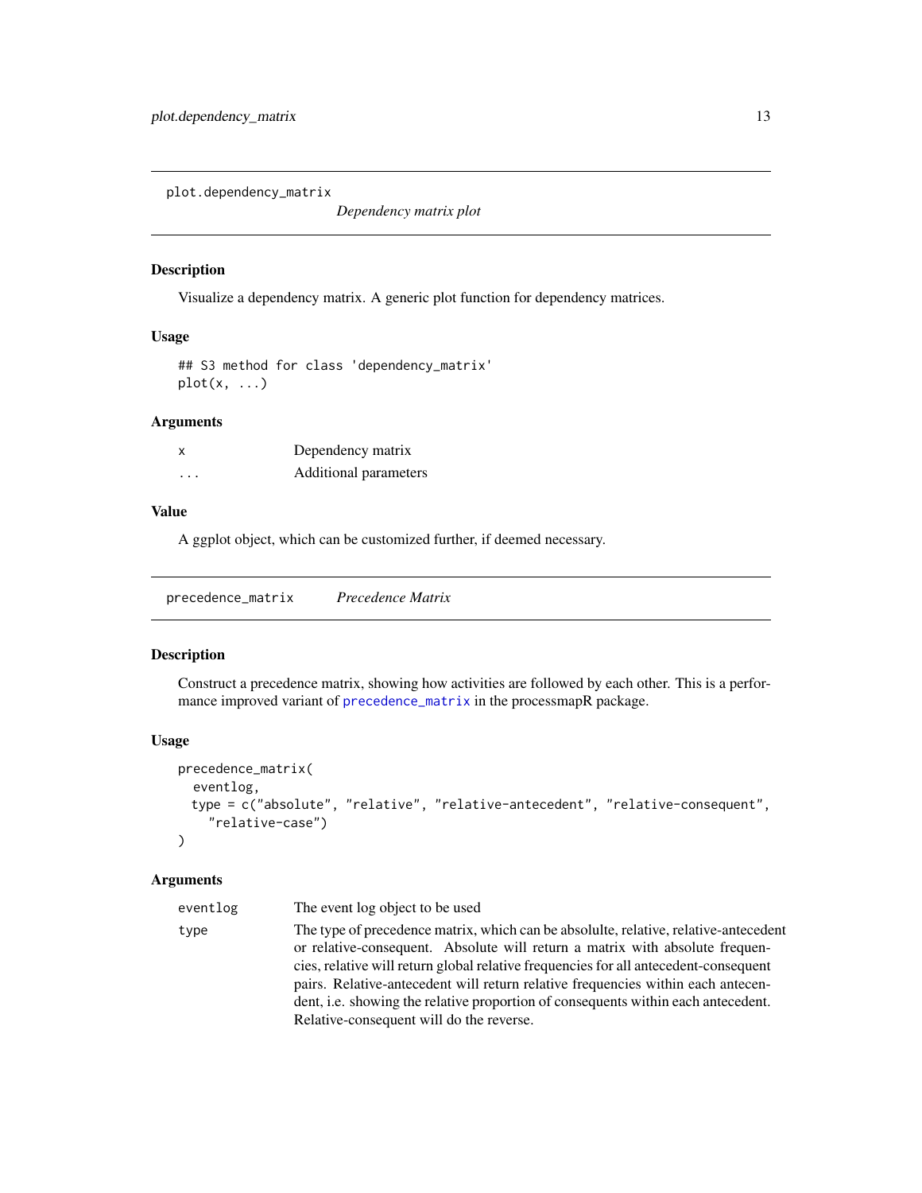## plot.dependency_matrix

*Dependency matrix plot*

### Description

Visualize a dependency matrix. A generic plot function for dependency matrices.

### Usage

```
## S3 method for class 'dependency_matrix'
plot(x, ...)
```

### Arguments

| | |
|---|---|
| x | Dependency matrix |
| ... | Additional parameters |

### Value

A ggplot object, which can be customized further, if deemed necessary.

## precedence_matrix

*Precedence Matrix*

### Description

Construct a precedence matrix, showing how activities are followed by each other. This is a performance improved variant of precedence_matrix in the processmapR package.

### Usage

```
precedence_matrix(
  eventlog,
  type = c("absolute", "relative", "relative-antecedent", "relative-consequent",
    "relative-case")
)
```

### Arguments

| | |
|---|---|
| eventlog | The event log object to be used |
| type | The type of precedence matrix, which can be absolulte, relative, relative-antecedent or relative-consequent. Absolute will return a matrix with absolute frequencies, relative will return global relative frequencies for all antecedent-consequent pairs. Relative-antecedent will return relative frequencies within each antecendent, i.e. showing the relative proportion of consequents within each antecedent. Relative-consequent will do the reverse. |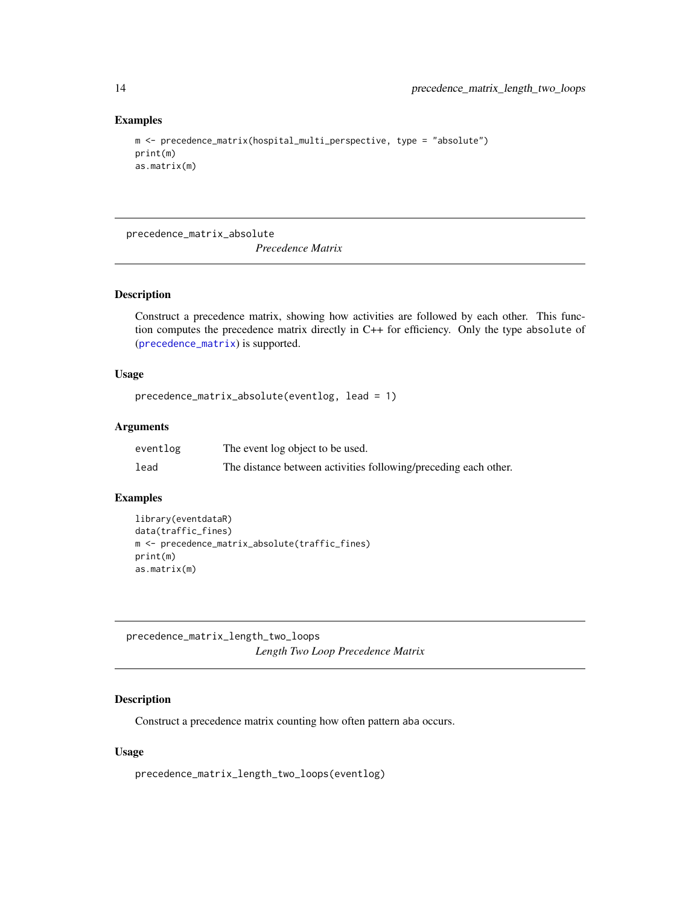### Examples

```
m <- precedence_matrix(hospital_multi_perspective, type = "absolute")
print(m)
as.matrix(m)
```

---

## precedence_matrix_absolute

*Precedence Matrix*

### Description

Construct a precedence matrix, showing how activities are followed by each other. This function computes the precedence matrix directly in C++ for efficiency. Only the type absolute of (precedence_matrix) is supported.

### Usage

```
precedence_matrix_absolute(eventlog, lead = 1)
```

### Arguments

| | |
|---|---|
| eventlog | The event log object to be used. |
| lead | The distance between activities following/preceding each other. |

### Examples

```
library(eventdataR)
data(traffic_fines)
m <- precedence_matrix_absolute(traffic_fines)
print(m)
as.matrix(m)
```

---

## precedence_matrix_length_two_loops

*Length Two Loop Precedence Matrix*

### Description

Construct a precedence matrix counting how often pattern aba occurs.

### Usage

```
precedence_matrix_length_two_loops(eventlog)
```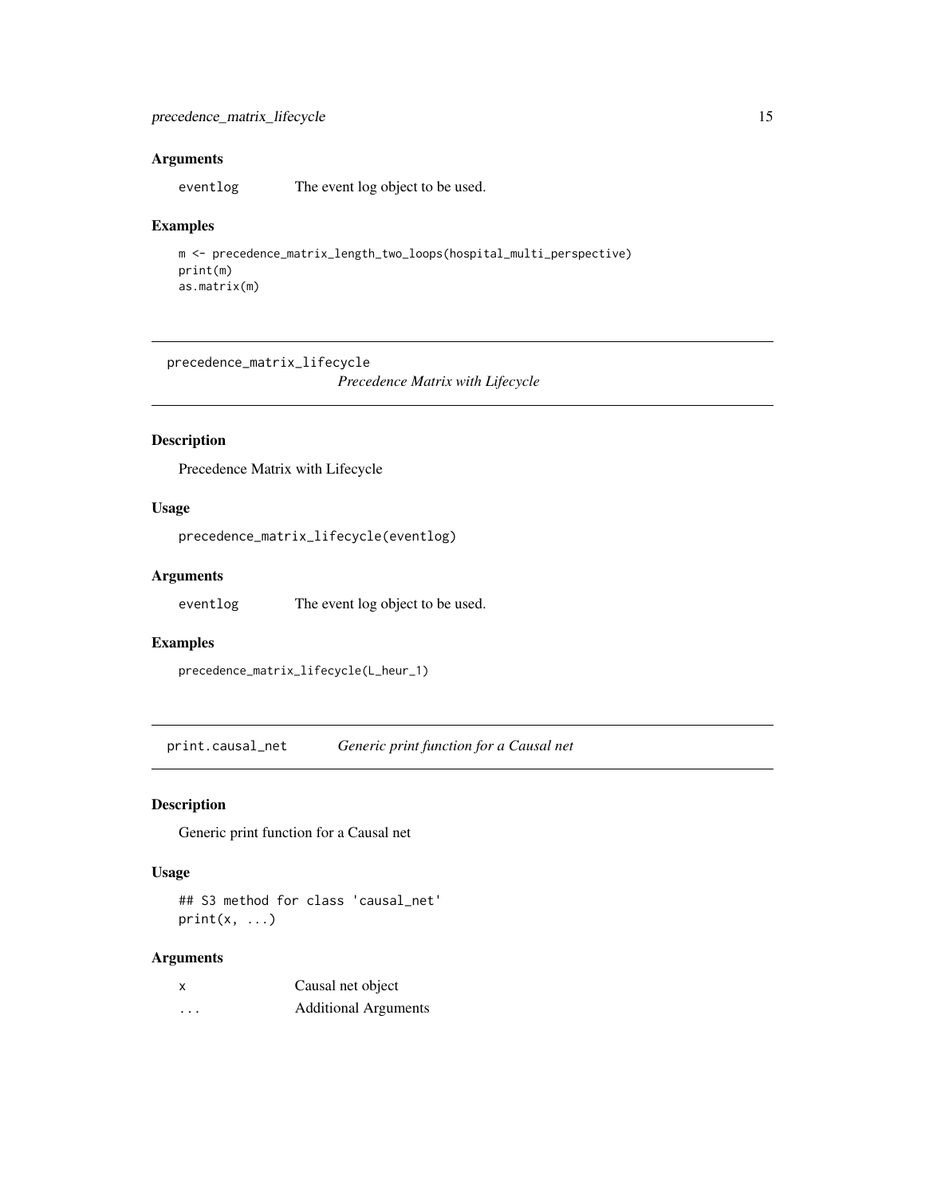### Arguments

| | |
|---|---|
| eventlog | The event log object to be used. |

### Examples

```
m <- precedence_matrix_length_two_loops(hospital_multi_perspective)
print(m)
as.matrix(m)
```

---

## precedence_matrix_lifecycle *Precedence Matrix with Lifecycle*

### Description

Precedence Matrix with Lifecycle

### Usage

```
precedence_matrix_lifecycle(eventlog)
```

### Arguments

| | |
|---|---|
| eventlog | The event log object to be used. |

### Examples

```
precedence_matrix_lifecycle(L_heur_1)
```

---

## print.causal_net *Generic print function for a Causal net*

### Description

Generic print function for a Causal net

### Usage

```
## S3 method for class 'causal_net'
print(x, ...)
```

### Arguments

| | |
|---|---|
| x | Causal net object |
| ... | Additional Arguments |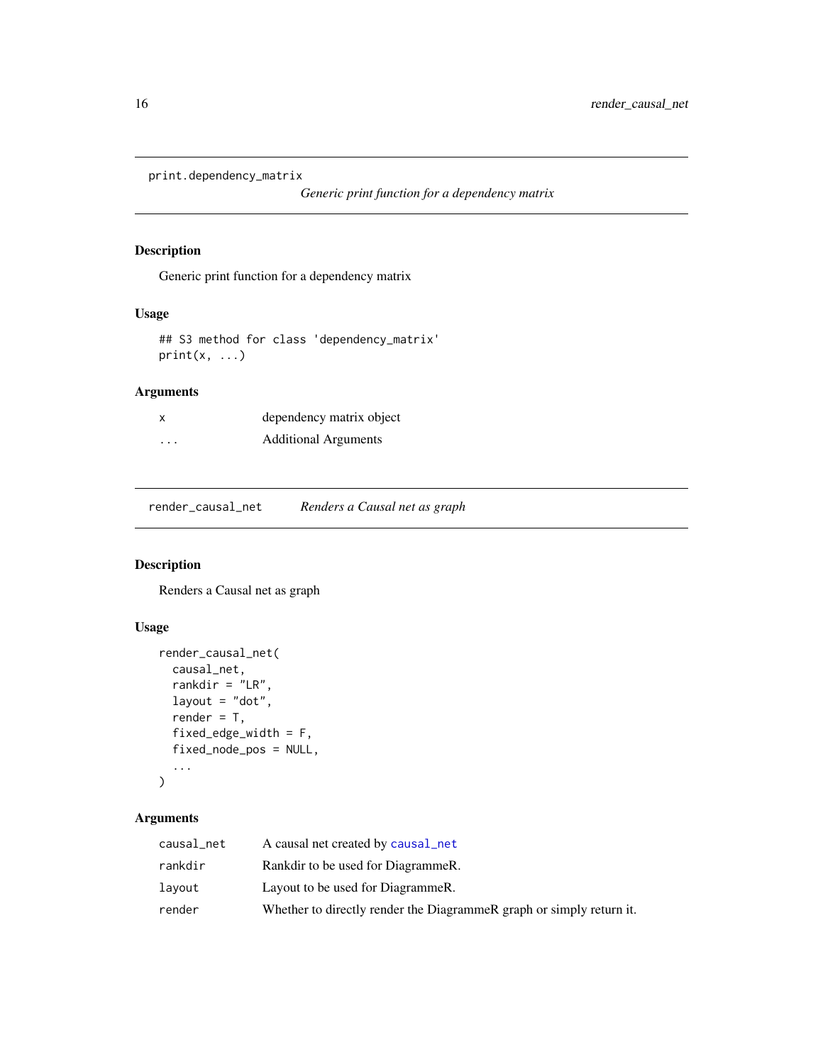## print.dependency_matrix

*Generic print function for a dependency matrix*

### Description

Generic print function for a dependency matrix

### Usage

```
## S3 method for class 'dependency_matrix'
print(x, ...)
```

### Arguments

| | |
|---|---|
| x | dependency matrix object |
| ... | Additional Arguments |

## render_causal_net

*Renders a Causal net as graph*

### Description

Renders a Causal net as graph

### Usage

```
render_causal_net(
  causal_net,
  rankdir = "LR",
  layout = "dot",
  render = T,
  fixed_edge_width = F,
  fixed_node_pos = NULL,
  ...
)
```

### Arguments

| | |
|---|---|
| causal_net | A causal net created by causal_net |
| rankdir | Rankdir to be used for DiagrammeR. |
| layout | Layout to be used for DiagrammeR. |
| render | Whether to directly render the DiagrammeR graph or simply return it. |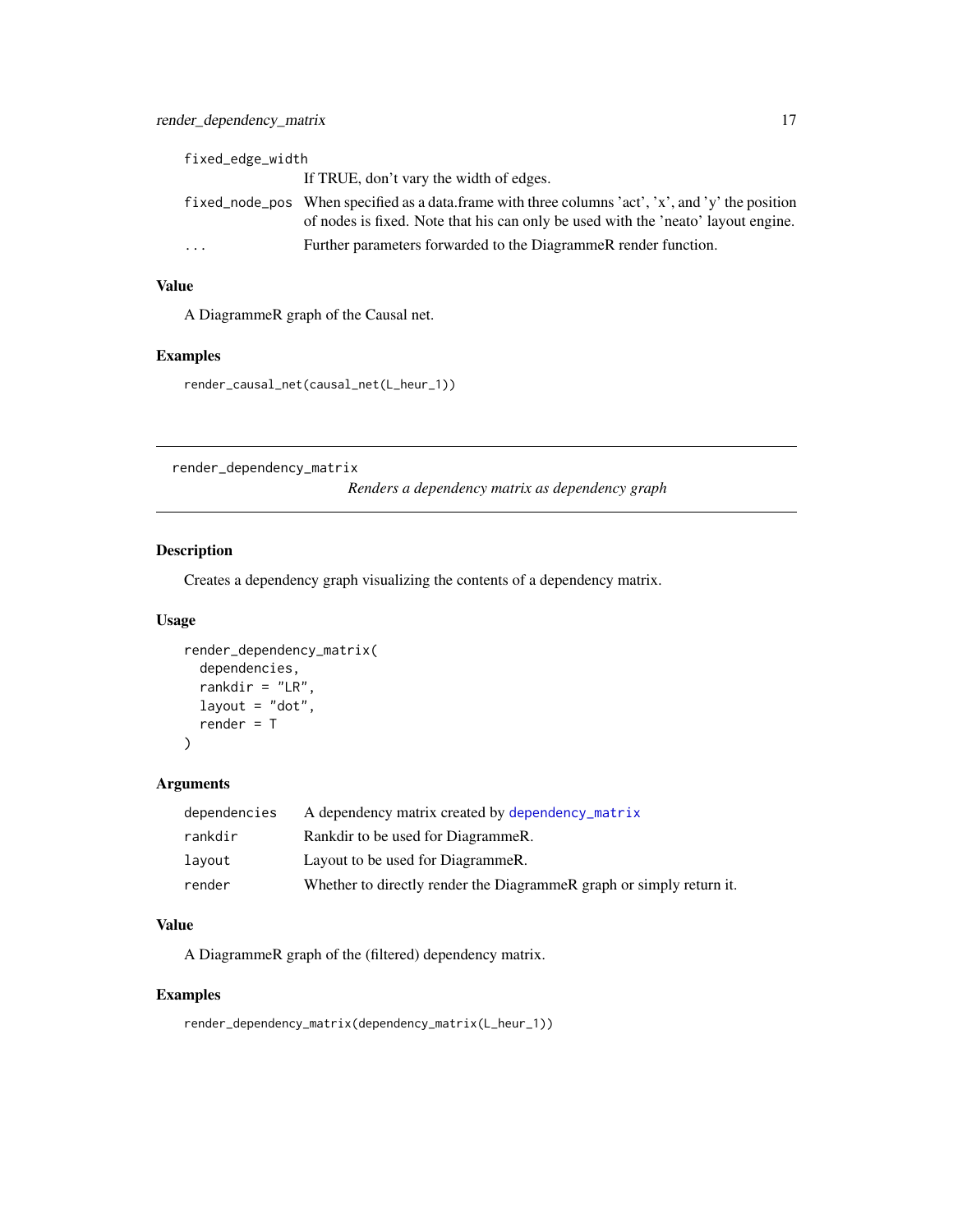fixed_edge_width
: If TRUE, don't vary the width of edges.

fixed_node_pos
: When specified as a data.frame with three columns 'act', 'x', and 'y' the position of nodes is fixed. Note that his can only be used with the 'neato' layout engine.

...
: Further parameters forwarded to the DiagrammeR render function.

### Value

A DiagrammeR graph of the Causal net.

### Examples

```
render_causal_net(causal_net(L_heur_1))
```

---

## render_dependency_matrix

*Renders a dependency matrix as dependency graph*

---

### Description

Creates a dependency graph visualizing the contents of a dependency matrix.

### Usage

```
render_dependency_matrix(
  dependencies,
  rankdir = "LR",
  layout = "dot",
  render = T
)
```

### Arguments

| | |
|---|---|
| dependencies | A dependency matrix created by dependency_matrix |
| rankdir | Rankdir to be used for DiagrammeR. |
| layout | Layout to be used for DiagrammeR. |
| render | Whether to directly render the DiagrammeR graph or simply return it. |

### Value

A DiagrammeR graph of the (filtered) dependency matrix.

### Examples

```
render_dependency_matrix(dependency_matrix(L_heur_1))
```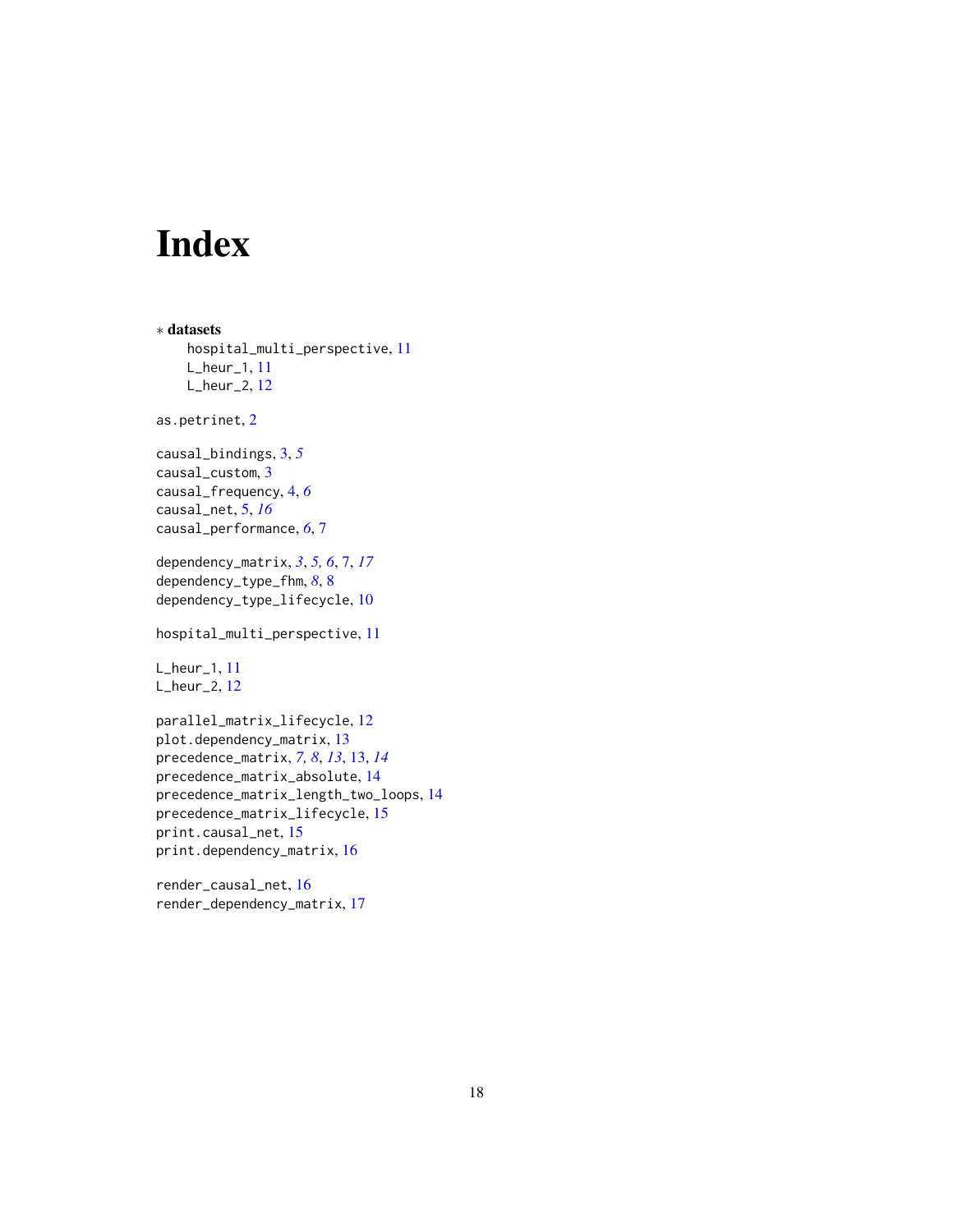# Index

∗ **datasets**

hospital_multi_perspective, 11
L_heur_1, 11
L_heur_2, 12

as.petrinet, 2

causal_bindings, 3, *5*
causal_custom, 3
causal_frequency, 4, *6*
causal_net, 5, *16*
causal_performance, *6*, 7

dependency_matrix, *3*, *5, 6*, 7, *17*
dependency_type_fhm, *8*, 8
dependency_type_lifecycle, 10

hospital_multi_perspective, 11

L_heur_1, 11
L_heur_2, 12

parallel_matrix_lifecycle, 12
plot.dependency_matrix, 13
precedence_matrix, *7, 8*, *13*, 13, *14*
precedence_matrix_absolute, 14
precedence_matrix_length_two_loops, 14
precedence_matrix_lifecycle, 15
print.causal_net, 15
print.dependency_matrix, 16

render_causal_net, 16
render_dependency_matrix, 17